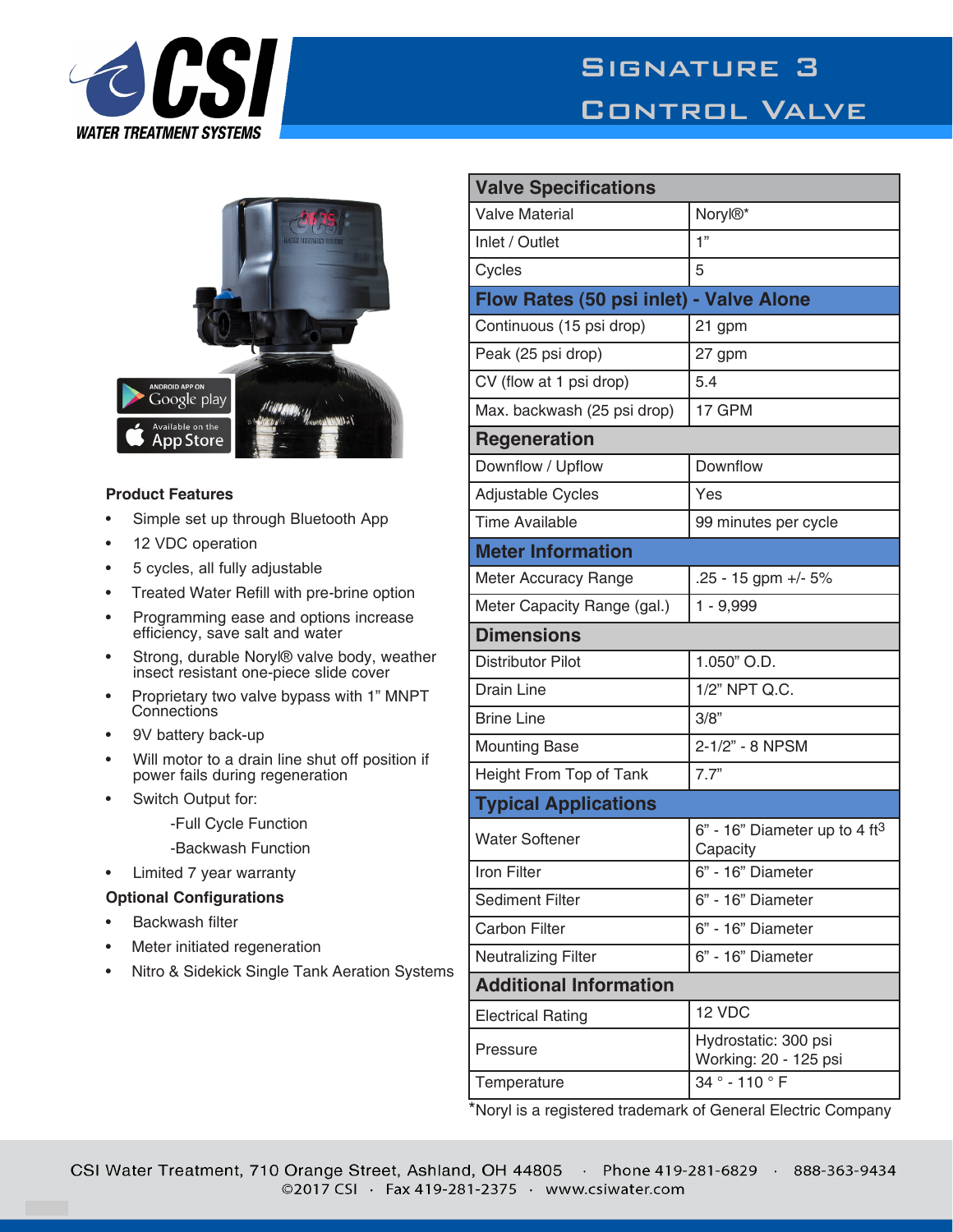# CSI WATER TREATMENT SYSTEMS

## Signature 3 Control Valve

### Product Features

- Simple set up through Bluetooth App
- 12 VDC operation
- 5 cycles, all fully adjustable
- Treated Water Refill with pre-brine option
- Programming ease and options increase efficiency, save salt and water
- Strong, durable Noryl® valve body, weather insect resistant one-piece slide cover
- Proprietary two valve bypass with 1" MNPT Connections
- 9V battery back-up
- Will motor to a drain line shut off position if power fails during regeneration
- Switch Output for:
  - -Full Cycle Function
  - -Backwash Function
- Limited 7 year warranty

### Optional Configurations

- Backwash filter
- Meter initiated regeneration
- Nitro & Sidekick Single Tank Aeration Systems

| Valve Specifications | |
|---|---|
| Valve Material | Noryl®* |
| Inlet / Outlet | 1" |
| Cycles | 5 |
| **Flow Rates (50 psi inlet) - Valve Alone** | |
| Continuous (15 psi drop) | 21 gpm |
| Peak (25 psi drop) | 27 gpm |
| CV (flow at 1 psi drop) | 5.4 |
| Max. backwash (25 psi drop) | 17 GPM |
| **Regeneration** | |
| Downflow / Upflow | Downflow |
| Adjustable Cycles | Yes |
| Time Available | 99 minutes per cycle |
| **Meter Information** | |
| Meter Accuracy Range | .25 - 15 gpm +/- 5% |
| Meter Capacity Range (gal.) | 1 - 9,999 |
| **Dimensions** | |
| Distributor Pilot | 1.050" O.D. |
| Drain Line | 1/2" NPT Q.C. |
| Brine Line | 3/8" |
| Mounting Base | 2-1/2" - 8 NPSM |
| Height From Top of Tank | 7.7" |
| **Typical Applications** | |
| Water Softener | 6" - 16" Diameter up to 4 $ft^3$ Capacity |
| Iron Filter | 6" - 16" Diameter |
| Sediment Filter | 6" - 16" Diameter |
| Carbon Filter | 6" - 16" Diameter |
| Neutralizing Filter | 6" - 16" Diameter |
| **Additional Information** | |
| Electrical Rating | 12 VDC |
| Pressure | Hydrostatic: 300 psi<br>Working: 20 - 125 psi |
| Temperature | 34 ° - 110 ° F |

*Noryl is a registered trademark of General Electric Company

CSI Water Treatment, 710 Orange Street, Ashland, OH 44805 · Phone 419-281-6829 · 888-363-9434
©2017 CSI · Fax 419-281-2375 · www.csiwater.com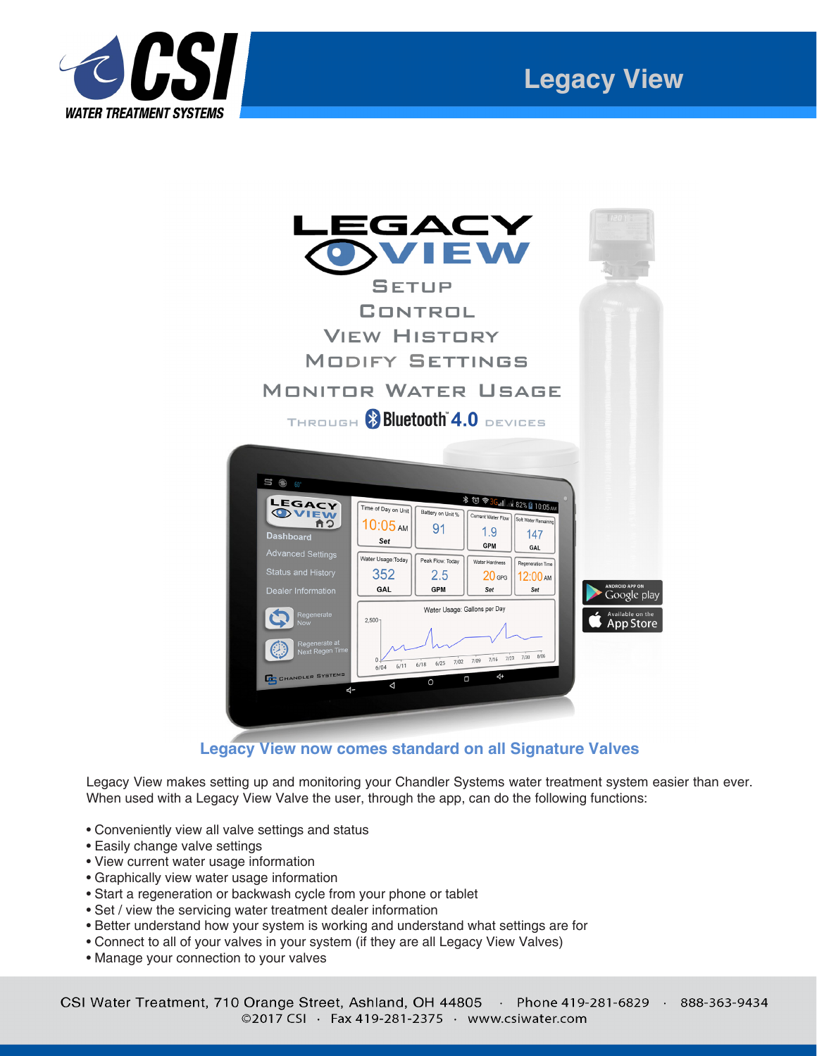# Legacy View

LEGACY VIEW

SETUP
CONTROL
VIEW HISTORY
MODIFY SETTINGS
MONITOR WATER USAGE
THROUGH Bluetooth 4.0 DEVICES

## Legacy View now comes standard on all Signature Valves

Legacy View makes setting up and monitoring your Chandler Systems water treatment system easier than ever. When used with a Legacy View Valve the user, through the app, can do the following functions:

- Conveniently view all valve settings and status
- Easily change valve settings
- View current water usage information
- Graphically view water usage information
- Start a regeneration or backwash cycle from your phone or tablet
- Set / view the servicing water treatment dealer information
- Better understand how your system is working and understand what settings are for
- Connect to all of your valves in your system (if they are all Legacy View Valves)
- Manage your connection to your valves

CSI Water Treatment, 710 Orange Street, Ashland, OH 44805 · Phone 419-281-6829 · 888-363-9434
©2017 CSI · Fax 419-281-2375 · www.csiwater.com